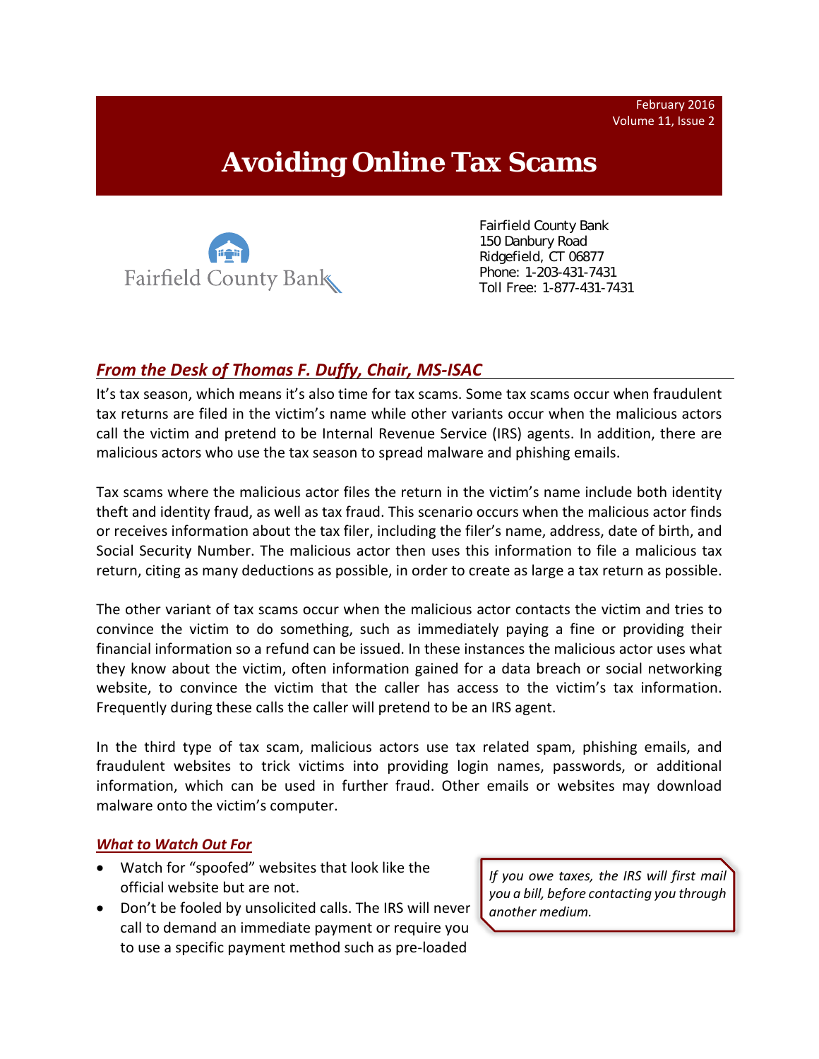February 2016
Volume 11, Issue 2

# Avoiding Online Tax Scams

Fairfield County Bank

Fairfield County Bank
150 Danbury Road
Ridgefield, CT 06877
Phone: 1-203-431-7431
Toll Free: 1-877-431-7431

## *From the Desk of Thomas F. Duffy, Chair, MS-ISAC*

It's tax season, which means it's also time for tax scams. Some tax scams occur when fraudulent tax returns are filed in the victim's name while other variants occur when the malicious actors call the victim and pretend to be Internal Revenue Service (IRS) agents. In addition, there are malicious actors who use the tax season to spread malware and phishing emails.

Tax scams where the malicious actor files the return in the victim's name include both identity theft and identity fraud, as well as tax fraud. This scenario occurs when the malicious actor finds or receives information about the tax filer, including the filer's name, address, date of birth, and Social Security Number. The malicious actor then uses this information to file a malicious tax return, citing as many deductions as possible, in order to create as large a tax return as possible.

The other variant of tax scams occur when the malicious actor contacts the victim and tries to convince the victim to do something, such as immediately paying a fine or providing their financial information so a refund can be issued. In these instances the malicious actor uses what they know about the victim, often information gained for a data breach or social networking website, to convince the victim that the caller has access to the victim's tax information. Frequently during these calls the caller will pretend to be an IRS agent.

In the third type of tax scam, malicious actors use tax related spam, phishing emails, and fraudulent websites to trick victims into providing login names, passwords, or additional information, which can be used in further fraud. Other emails or websites may download malware onto the victim's computer.

### *What to Watch Out For*

- Watch for "spoofed" websites that look like the official website but are not.
- Don't be fooled by unsolicited calls. The IRS will never call to demand an immediate payment or require you to use a specific payment method such as pre-loaded

*If you owe taxes, the IRS will first mail you a bill, before contacting you through another medium.*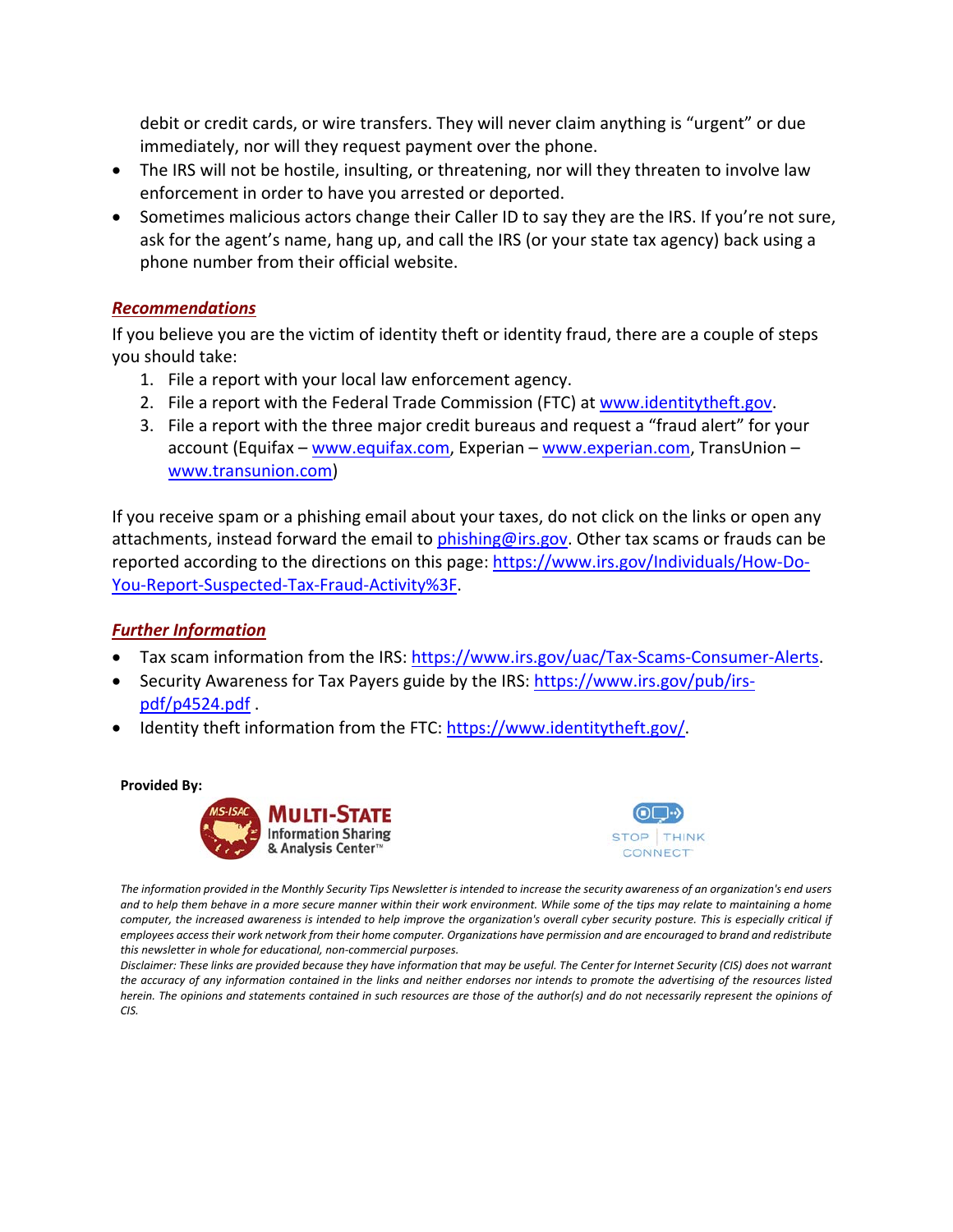debit or credit cards, or wire transfers. They will never claim anything is "urgent" or due immediately, nor will they request payment over the phone.

- The IRS will not be hostile, insulting, or threatening, nor will they threaten to involve law enforcement in order to have you arrested or deported.
- Sometimes malicious actors change their Caller ID to say they are the IRS. If you're not sure, ask for the agent's name, hang up, and call the IRS (or your state tax agency) back using a phone number from their official website.

## ***Recommendations***

If you believe you are the victim of identity theft or identity fraud, there are a couple of steps you should take:

1. File a report with your local law enforcement agency.
2. File a report with the Federal Trade Commission (FTC) at www.identitytheft.gov.
3. File a report with the three major credit bureaus and request a "fraud alert" for your account (Equifax – www.equifax.com, Experian – www.experian.com, TransUnion – www.transunion.com)

If you receive spam or a phishing email about your taxes, do not click on the links or open any attachments, instead forward the email to phishing@irs.gov. Other tax scams or frauds can be reported according to the directions on this page: https://www.irs.gov/Individuals/How-Do-You-Report-Suspected-Tax-Fraud-Activity%3F.

## ***Further Information***

- Tax scam information from the IRS: https://www.irs.gov/uac/Tax-Scams-Consumer-Alerts.
- Security Awareness for Tax Payers guide by the IRS: https://www.irs.gov/pub/irs-pdf/p4524.pdf .
- Identity theft information from the FTC: https://www.identitytheft.gov/.

**Provided By:**

MS-ISAC Multi-State Information Sharing & Analysis Center™

STOP | THINK CONNECT

*The information provided in the Monthly Security Tips Newsletter is intended to increase the security awareness of an organization's end users and to help them behave in a more secure manner within their work environment. While some of the tips may relate to maintaining a home computer, the increased awareness is intended to help improve the organization's overall cyber security posture. This is especially critical if employees access their work network from their home computer. Organizations have permission and are encouraged to brand and redistribute this newsletter in whole for educational, non-commercial purposes.*

*Disclaimer: These links are provided because they have information that may be useful. The Center for Internet Security (CIS) does not warrant the accuracy of any information contained in the links and neither endorses nor intends to promote the advertising of the resources listed herein. The opinions and statements contained in such resources are those of the author(s) and do not necessarily represent the opinions of CIS.*